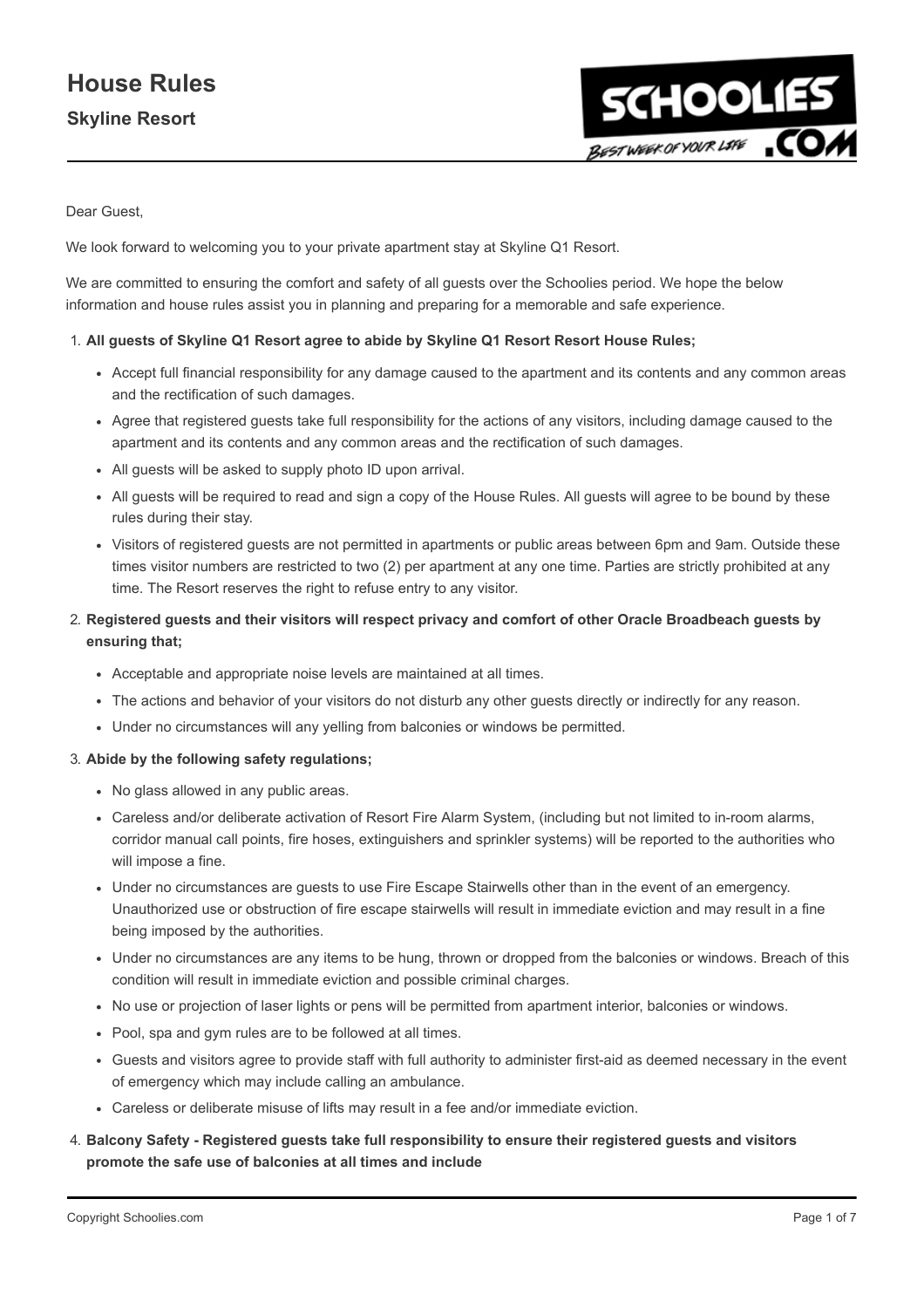# House Rules

## Skyline Resort

Dear Guest,

We look forward to welcoming you to your private apartment stay at Skyline Q1 Resort.

We are committed to ensuring the comfort and safety of all guests over the Schoolies period. We hope the below information and house rules assist you in planning and preparing for a memorable and safe experience.

1. **All guests of Skyline Q1 Resort agree to abide by Skyline Q1 Resort Resort House Rules;**
   - Accept full financial responsibility for any damage caused to the apartment and its contents and any common areas and the rectification of such damages.
   - Agree that registered guests take full responsibility for the actions of any visitors, including damage caused to the apartment and its contents and any common areas and the rectification of such damages.
   - All guests will be asked to supply photo ID upon arrival.
   - All guests will be required to read and sign a copy of the House Rules. All guests will agree to be bound by these rules during their stay.
   - Visitors of registered guests are not permitted in apartments or public areas between 6pm and 9am. Outside these times visitor numbers are restricted to two (2) per apartment at any one time. Parties are strictly prohibited at any time. The Resort reserves the right to refuse entry to any visitor.
2. **Registered guests and their visitors will respect privacy and comfort of other Oracle Broadbeach guests by ensuring that;**
   - Acceptable and appropriate noise levels are maintained at all times.
   - The actions and behavior of your visitors do not disturb any other guests directly or indirectly for any reason.
   - Under no circumstances will any yelling from balconies or windows be permitted.
3. **Abide by the following safety regulations;**
   - No glass allowed in any public areas.
   - Careless and/or deliberate activation of Resort Fire Alarm System, (including but not limited to in-room alarms, corridor manual call points, fire hoses, extinguishers and sprinkler systems) will be reported to the authorities who will impose a fine.
   - Under no circumstances are guests to use Fire Escape Stairwells other than in the event of an emergency. Unauthorized use or obstruction of fire escape stairwells will result in immediate eviction and may result in a fine being imposed by the authorities.
   - Under no circumstances are any items to be hung, thrown or dropped from the balconies or windows. Breach of this condition will result in immediate eviction and possible criminal charges.
   - No use or projection of laser lights or pens will be permitted from apartment interior, balconies or windows.
   - Pool, spa and gym rules are to be followed at all times.
   - Guests and visitors agree to provide staff with full authority to administer first-aid as deemed necessary in the event of emergency which may include calling an ambulance.
   - Careless or deliberate misuse of lifts may result in a fee and/or immediate eviction.
4. **Balcony Safety - Registered guests take full responsibility to ensure their registered guests and visitors promote the safe use of balconies at all times and include**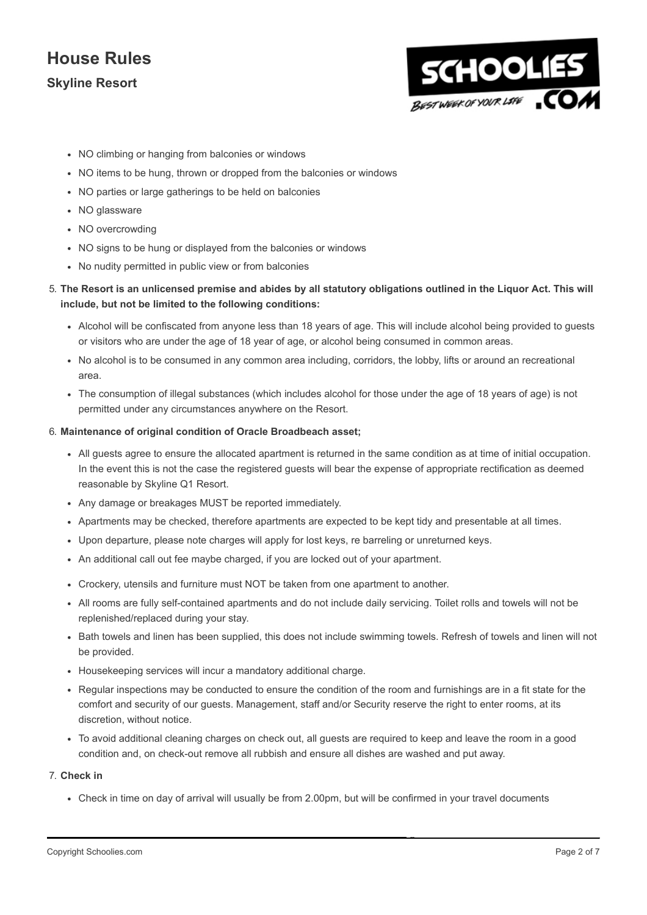- NO climbing or hanging from balconies or windows
- NO items to be hung, thrown or dropped from the balconies or windows
- NO parties or large gatherings to be held on balconies
- NO glassware
- NO overcrowding
- NO signs to be hung or displayed from the balconies or windows
- No nudity permitted in public view or from balconies

5. **The Resort is an unlicensed premise and abides by all statutory obligations outlined in the Liquor Act. This will include, but not be limited to the following conditions:**
   - Alcohol will be confiscated from anyone less than 18 years of age. This will include alcohol being provided to guests or visitors who are under the age of 18 year of age, or alcohol being consumed in common areas.
   - No alcohol is to be consumed in any common area including, corridors, the lobby, lifts or around an recreational area.
   - The consumption of illegal substances (which includes alcohol for those under the age of 18 years of age) is not permitted under any circumstances anywhere on the Resort.
6. **Maintenance of original condition of Oracle Broadbeach asset;**
   - All guests agree to ensure the allocated apartment is returned in the same condition as at time of initial occupation. In the event this is not the case the registered guests will bear the expense of appropriate rectification as deemed reasonable by Skyline Q1 Resort.
   - Any damage or breakages MUST be reported immediately.
   - Apartments may be checked, therefore apartments are expected to be kept tidy and presentable at all times.
   - Upon departure, please note charges will apply for lost keys, re barreling or unreturned keys.
   - An additional call out fee maybe charged, if you are locked out of your apartment.
   - Crockery, utensils and furniture must NOT be taken from one apartment to another.
   - All rooms are fully self-contained apartments and do not include daily servicing. Toilet rolls and towels will not be replenished/replaced during your stay.
   - Bath towels and linen has been supplied, this does not include swimming towels. Refresh of towels and linen will not be provided.
   - Housekeeping services will incur a mandatory additional charge.
   - Regular inspections may be conducted to ensure the condition of the room and furnishings are in a fit state for the comfort and security of our guests. Management, staff and/or Security reserve the right to enter rooms, at its discretion, without notice.
   - To avoid additional cleaning charges on check out, all guests are required to keep and leave the room in a good condition and, on check-out remove all rubbish and ensure all dishes are washed and put away.
7. **Check in**
   - Check in time on day of arrival will usually be from 2.00pm, but will be confirmed in your travel documents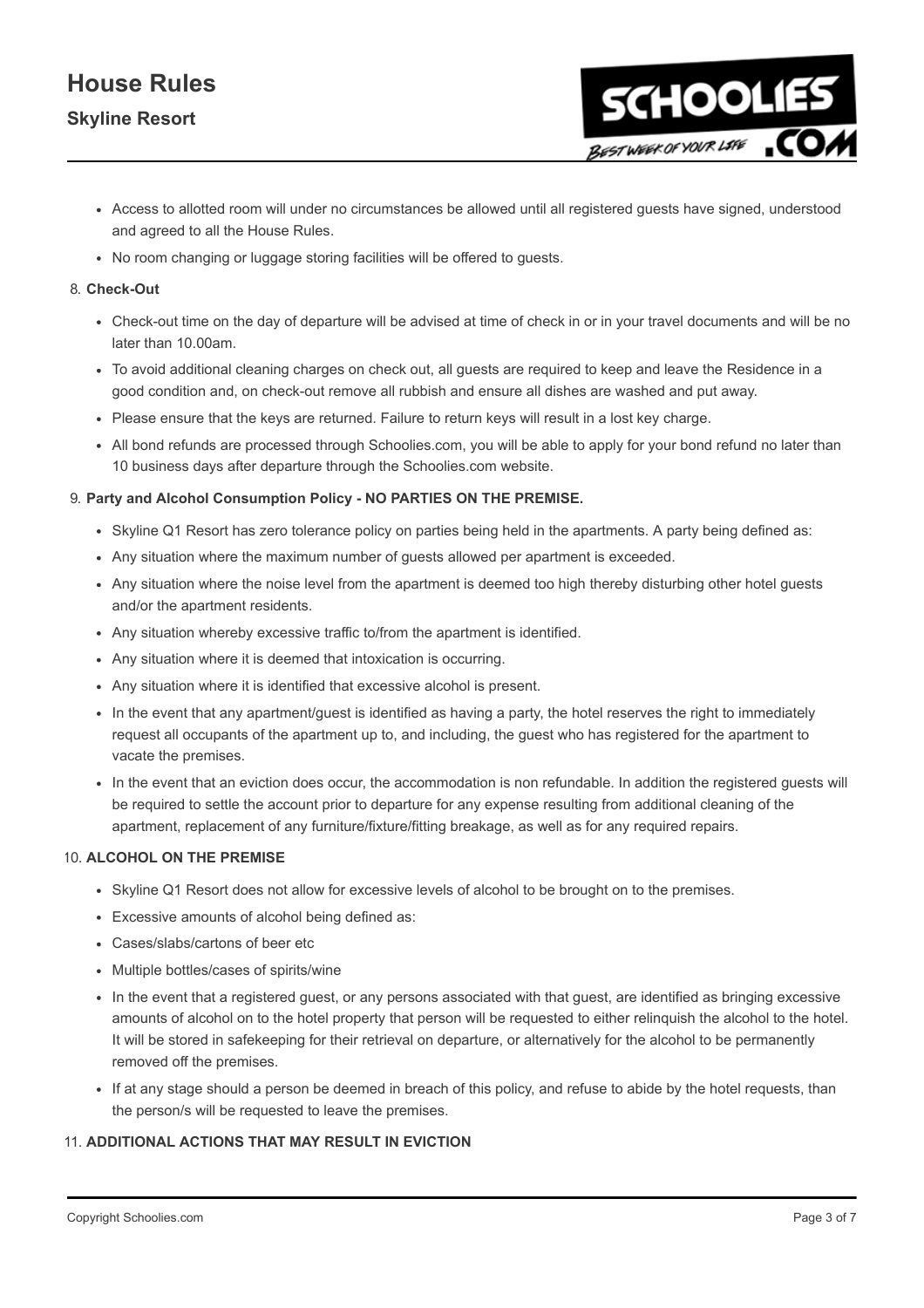- Access to allotted room will under no circumstances be allowed until all registered guests have signed, understood and agreed to all the House Rules.
- No room changing or luggage storing facilities will be offered to guests.

8. **Check-Out**

- Check-out time on the day of departure will be advised at time of check in or in your travel documents and will be no later than 10.00am.
- To avoid additional cleaning charges on check out, all guests are required to keep and leave the Residence in a good condition and, on check-out remove all rubbish and ensure all dishes are washed and put away.
- Please ensure that the keys are returned. Failure to return keys will result in a lost key charge.
- All bond refunds are processed through Schoolies.com, you will be able to apply for your bond refund no later than 10 business days after departure through the Schoolies.com website.

9. **Party and Alcohol Consumption Policy - NO PARTIES ON THE PREMISE.**

- Skyline Q1 Resort has zero tolerance policy on parties being held in the apartments. A party being defined as:
- Any situation where the maximum number of guests allowed per apartment is exceeded.
- Any situation where the noise level from the apartment is deemed too high thereby disturbing other hotel guests and/or the apartment residents.
- Any situation whereby excessive traffic to/from the apartment is identified.
- Any situation where it is deemed that intoxication is occurring.
- Any situation where it is identified that excessive alcohol is present.
- In the event that any apartment/guest is identified as having a party, the hotel reserves the right to immediately request all occupants of the apartment up to, and including, the guest who has registered for the apartment to vacate the premises.
- In the event that an eviction does occur, the accommodation is non refundable. In addition the registered guests will be required to settle the account prior to departure for any expense resulting from additional cleaning of the apartment, replacement of any furniture/fixture/fitting breakage, as well as for any required repairs.

10. **ALCOHOL ON THE PREMISE**

- Skyline Q1 Resort does not allow for excessive levels of alcohol to be brought on to the premises.
- Excessive amounts of alcohol being defined as:
- Cases/slabs/cartons of beer etc
- Multiple bottles/cases of spirits/wine
- In the event that a registered guest, or any persons associated with that guest, are identified as bringing excessive amounts of alcohol on to the hotel property that person will be requested to either relinquish the alcohol to the hotel. It will be stored in safekeeping for their retrieval on departure, or alternatively for the alcohol to be permanently removed off the premises.
- If at any stage should a person be deemed in breach of this policy, and refuse to abide by the hotel requests, than the person/s will be requested to leave the premises.

11. **ADDITIONAL ACTIONS THAT MAY RESULT IN EVICTION**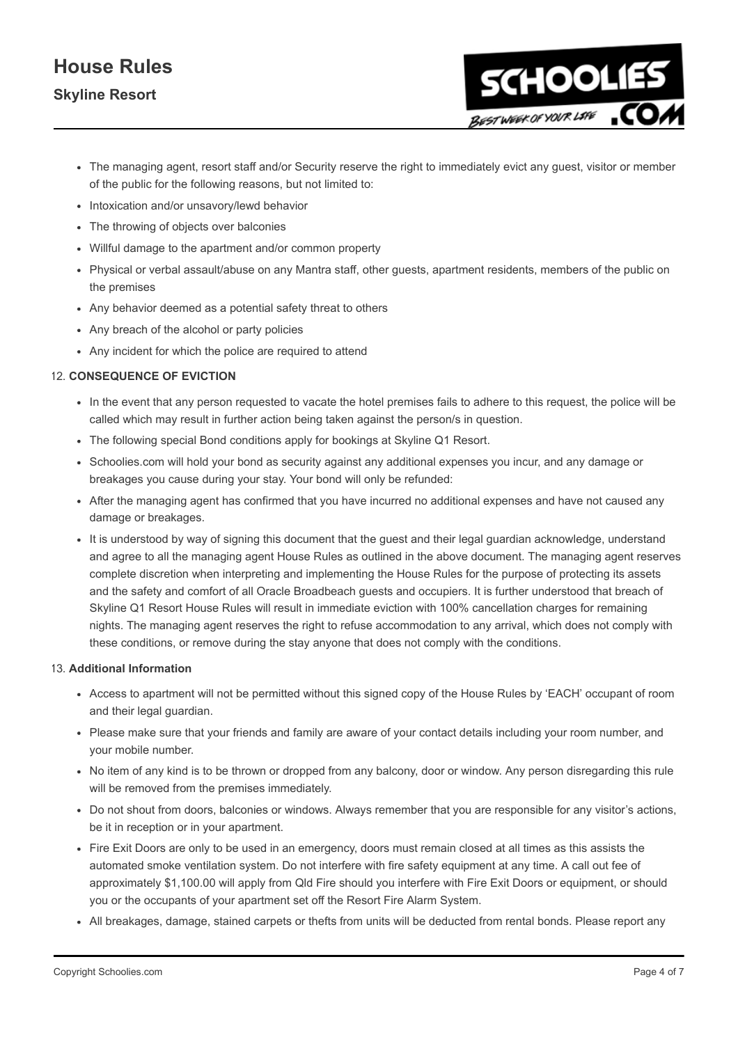- The managing agent, resort staff and/or Security reserve the right to immediately evict any guest, visitor or member of the public for the following reasons, but not limited to:
- Intoxication and/or unsavory/lewd behavior
- The throwing of objects over balconies
- Willful damage to the apartment and/or common property
- Physical or verbal assault/abuse on any Mantra staff, other guests, apartment residents, members of the public on the premises
- Any behavior deemed as a potential safety threat to others
- Any breach of the alcohol or party policies
- Any incident for which the police are required to attend

12. **CONSEQUENCE OF EVICTION**

- In the event that any person requested to vacate the hotel premises fails to adhere to this request, the police will be called which may result in further action being taken against the person/s in question.
- The following special Bond conditions apply for bookings at Skyline Q1 Resort.
- Schoolies.com will hold your bond as security against any additional expenses you incur, and any damage or breakages you cause during your stay. Your bond will only be refunded:
- After the managing agent has confirmed that you have incurred no additional expenses and have not caused any damage or breakages.
- It is understood by way of signing this document that the guest and their legal guardian acknowledge, understand and agree to all the managing agent House Rules as outlined in the above document. The managing agent reserves complete discretion when interpreting and implementing the House Rules for the purpose of protecting its assets and the safety and comfort of all Oracle Broadbeach guests and occupiers. It is further understood that breach of Skyline Q1 Resort House Rules will result in immediate eviction with 100% cancellation charges for remaining nights. The managing agent reserves the right to refuse accommodation to any arrival, which does not comply with these conditions, or remove during the stay anyone that does not comply with the conditions.

13. **Additional Information**

- Access to apartment will not be permitted without this signed copy of the House Rules by 'EACH' occupant of room and their legal guardian.
- Please make sure that your friends and family are aware of your contact details including your room number, and your mobile number.
- No item of any kind is to be thrown or dropped from any balcony, door or window. Any person disregarding this rule will be removed from the premises immediately.
- Do not shout from doors, balconies or windows. Always remember that you are responsible for any visitor's actions, be it in reception or in your apartment.
- Fire Exit Doors are only to be used in an emergency, doors must remain closed at all times as this assists the automated smoke ventilation system. Do not interfere with fire safety equipment at any time. A call out fee of approximately $1,100.00 will apply from Qld Fire should you interfere with Fire Exit Doors or equipment, or should you or the occupants of your apartment set off the Resort Fire Alarm System.
- All breakages, damage, stained carpets or thefts from units will be deducted from rental bonds. Please report any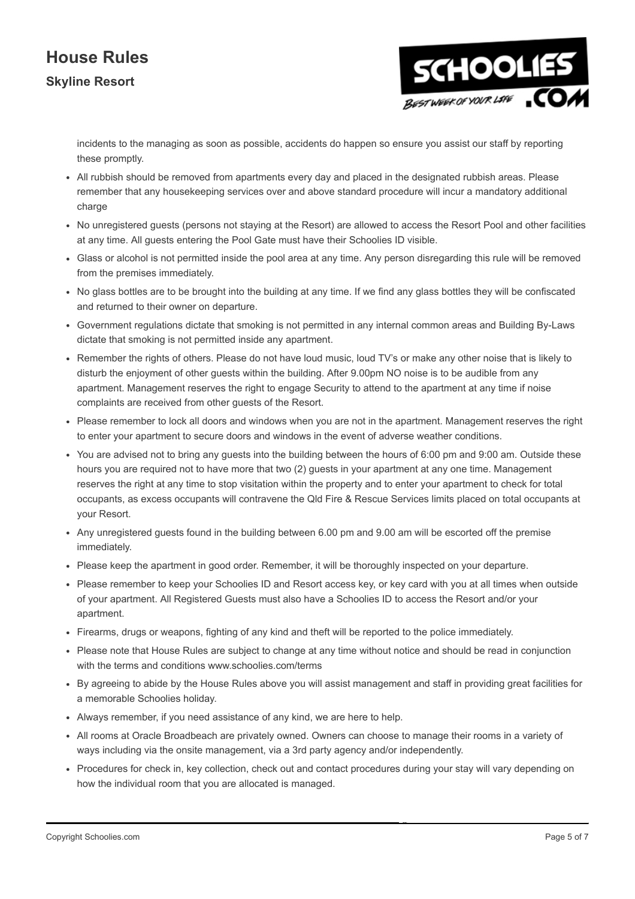incidents to the managing as soon as possible, accidents do happen so ensure you assist our staff by reporting these promptly.

- All rubbish should be removed from apartments every day and placed in the designated rubbish areas. Please remember that any housekeeping services over and above standard procedure will incur a mandatory additional charge
- No unregistered guests (persons not staying at the Resort) are allowed to access the Resort Pool and other facilities at any time. All guests entering the Pool Gate must have their Schoolies ID visible.
- Glass or alcohol is not permitted inside the pool area at any time. Any person disregarding this rule will be removed from the premises immediately.
- No glass bottles are to be brought into the building at any time. If we find any glass bottles they will be confiscated and returned to their owner on departure.
- Government regulations dictate that smoking is not permitted in any internal common areas and Building By-Laws dictate that smoking is not permitted inside any apartment.
- Remember the rights of others. Please do not have loud music, loud TV's or make any other noise that is likely to disturb the enjoyment of other guests within the building. After 9.00pm NO noise is to be audible from any apartment. Management reserves the right to engage Security to attend to the apartment at any time if noise complaints are received from other guests of the Resort.
- Please remember to lock all doors and windows when you are not in the apartment. Management reserves the right to enter your apartment to secure doors and windows in the event of adverse weather conditions.
- You are advised not to bring any guests into the building between the hours of 6:00 pm and 9:00 am. Outside these hours you are required not to have more that two (2) guests in your apartment at any one time. Management reserves the right at any time to stop visitation within the property and to enter your apartment to check for total occupants, as excess occupants will contravene the Qld Fire & Rescue Services limits placed on total occupants at your Resort.
- Any unregistered guests found in the building between 6.00 pm and 9.00 am will be escorted off the premise immediately.
- Please keep the apartment in good order. Remember, it will be thoroughly inspected on your departure.
- Please remember to keep your Schoolies ID and Resort access key, or key card with you at all times when outside of your apartment. All Registered Guests must also have a Schoolies ID to access the Resort and/or your apartment.
- Firearms, drugs or weapons, fighting of any kind and theft will be reported to the police immediately.
- Please note that House Rules are subject to change at any time without notice and should be read in conjunction with the terms and conditions www.schoolies.com/terms
- By agreeing to abide by the House Rules above you will assist management and staff in providing great facilities for a memorable Schoolies holiday.
- Always remember, if you need assistance of any kind, we are here to help.
- All rooms at Oracle Broadbeach are privately owned. Owners can choose to manage their rooms in a variety of ways including via the onsite management, via a 3rd party agency and/or independently.
- Procedures for check in, key collection, check out and contact procedures during your stay will vary depending on how the individual room that you are allocated is managed.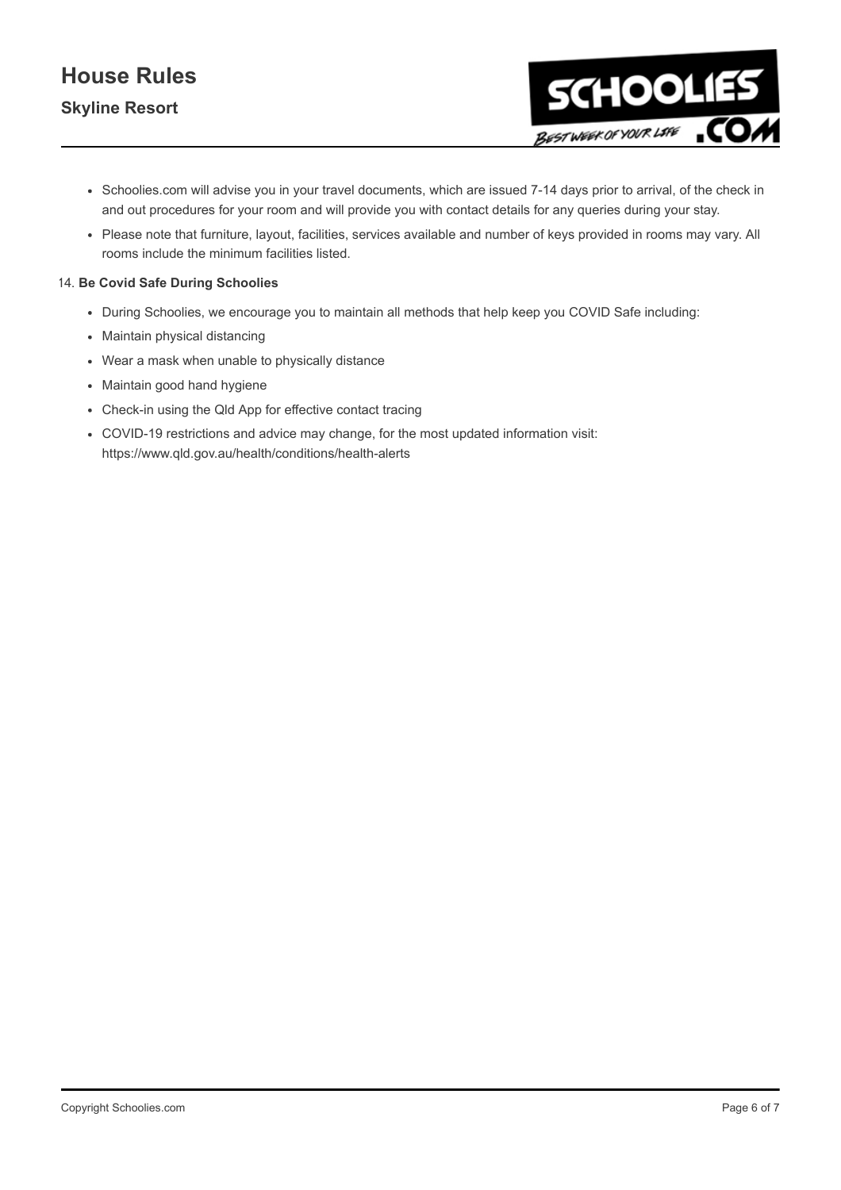- Schoolies.com will advise you in your travel documents, which are issued 7-14 days prior to arrival, of the check in and out procedures for your room and will provide you with contact details for any queries during your stay.
- Please note that furniture, layout, facilities, services available and number of keys provided in rooms may vary. All rooms include the minimum facilities listed.

14. **Be Covid Safe During Schoolies**

- During Schoolies, we encourage you to maintain all methods that help keep you COVID Safe including:
- Maintain physical distancing
- Wear a mask when unable to physically distance
- Maintain good hand hygiene
- Check-in using the Qld App for effective contact tracing
- COVID-19 restrictions and advice may change, for the most updated information visit: https://www.qld.gov.au/health/conditions/health-alerts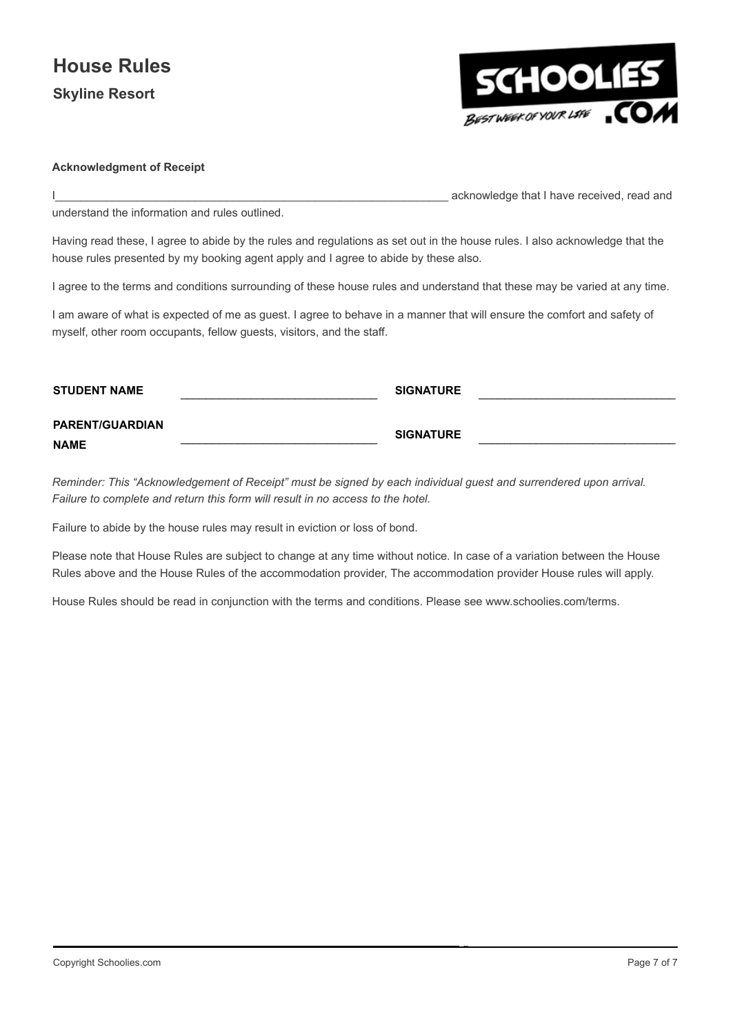# House Rules

## Skyline Resort

**Acknowledgment of Receipt**

I_______________________________________________________________ acknowledge that I have received, read and understand the information and rules outlined.

Having read these, I agree to abide by the rules and regulations as set out in the house rules. I also acknowledge that the house rules presented by my booking agent apply and I agree to abide by these also.

I agree to the terms and conditions surrounding of these house rules and understand that these may be varied at any time.

I am aware of what is expected of me as guest. I agree to behave in a manner that will ensure the comfort and safety of myself, other room occupants, fellow guests, visitors, and the staff.

| | | | |
|---|---|---|---|
| **STUDENT NAME** | ______________________________ | **SIGNATURE** | ______________________________ |
| **PARENT/GUARDIAN NAME** | ______________________________ | **SIGNATURE** | ______________________________ |

*Reminder: This "Acknowledgement of Receipt" must be signed by each individual guest and surrendered upon arrival. Failure to complete and return this form will result in no access to the hotel.*

Failure to abide by the house rules may result in eviction or loss of bond.

Please note that House Rules are subject to change at any time without notice. In case of a variation between the House Rules above and the House Rules of the accommodation provider, The accommodation provider House rules will apply.

House Rules should be read in conjunction with the terms and conditions. Please see www.schoolies.com/terms.